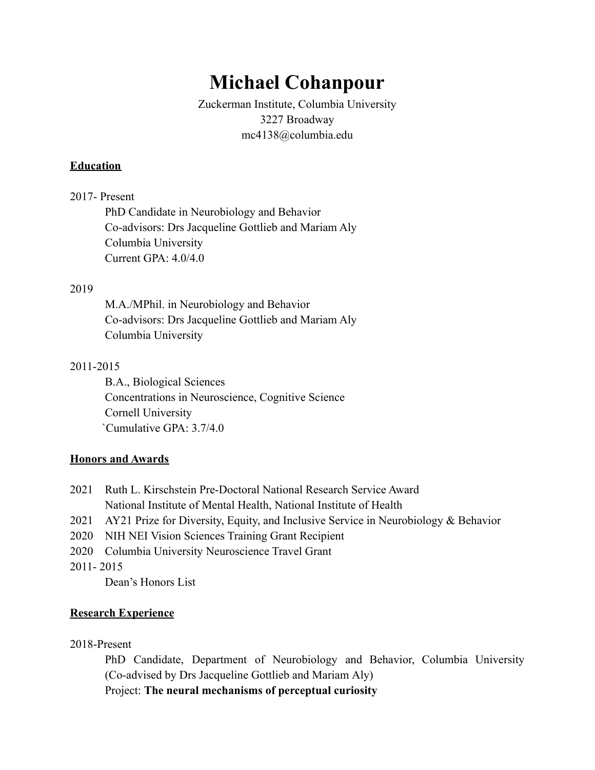# Michael Cohanpour

Zuckerman Institute, Columbia University
3227 Broadway
mc4138@columbia.edu

**Education**

2017- Present

PhD Candidate in Neurobiology and Behavior
Co-advisors: Drs Jacqueline Gottlieb and Mariam Aly
Columbia University
Current GPA: 4.0/4.0

2019

M.A./MPhil. in Neurobiology and Behavior
Co-advisors: Drs Jacqueline Gottlieb and Mariam Aly
Columbia University

2011-2015

B.A., Biological Sciences
Concentrations in Neuroscience, Cognitive Science
Cornell University
`Cumulative GPA: 3.7/4.0

**Honors and Awards**

2021 Ruth L. Kirschstein Pre-Doctoral National Research Service Award
National Institute of Mental Health, National Institute of Health

2021 AY21 Prize for Diversity, Equity, and Inclusive Service in Neurobiology & Behavior

2020 NIH NEI Vision Sciences Training Grant Recipient

2020 Columbia University Neuroscience Travel Grant

2011- 2015

Dean's Honors List

**Research Experience**

2018-Present

PhD Candidate, Department of Neurobiology and Behavior, Columbia University (Co-advised by Drs Jacqueline Gottlieb and Mariam Aly)
Project: **The neural mechanisms of perceptual curiosity**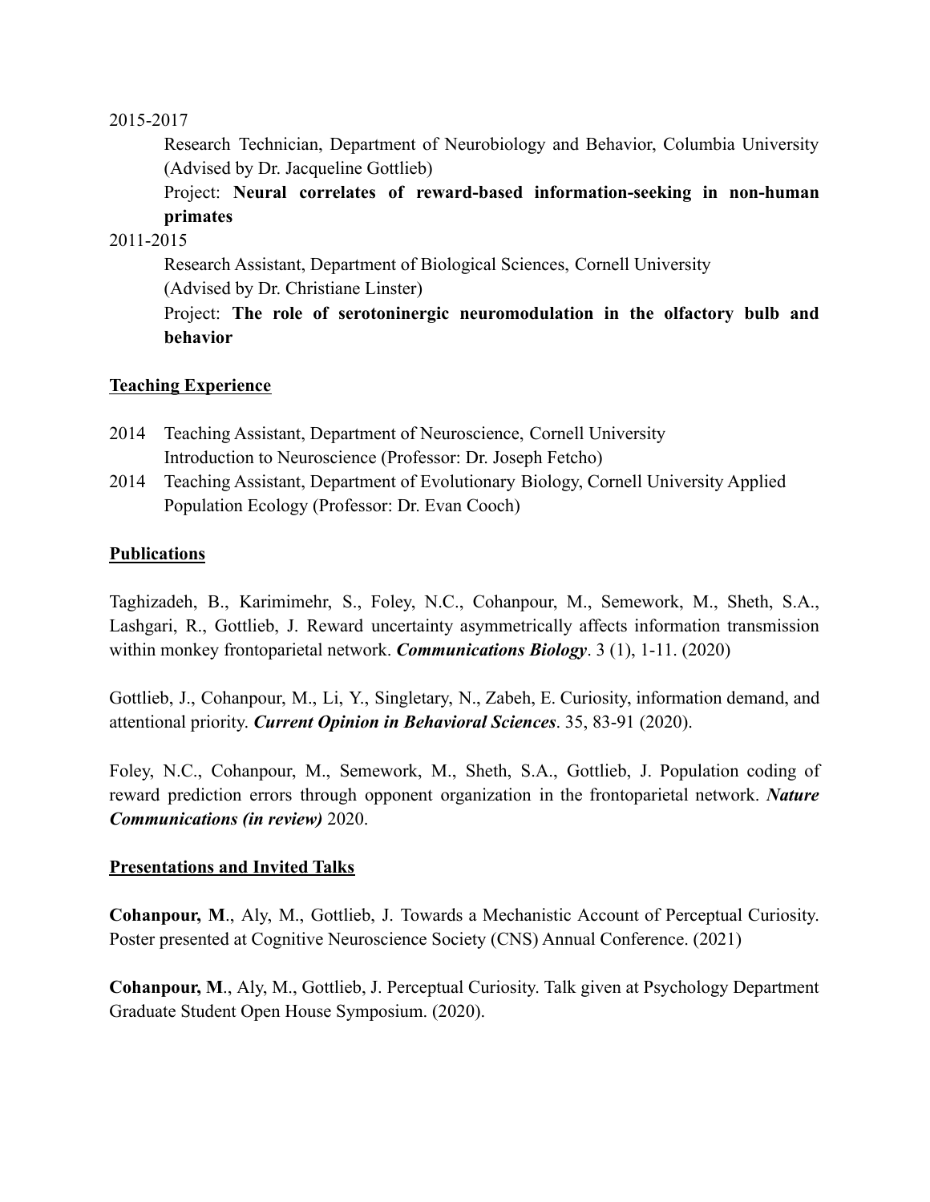2015-2017

Research Technician, Department of Neurobiology and Behavior, Columbia University (Advised by Dr. Jacqueline Gottlieb)

Project: **Neural correlates of reward-based information-seeking in non-human primates**

2011-2015

Research Assistant, Department of Biological Sciences, Cornell University (Advised by Dr. Christiane Linster)

Project: **The role of serotoninergic neuromodulation in the olfactory bulb and behavior**

## Teaching Experience

2014 Teaching Assistant, Department of Neuroscience, Cornell University Introduction to Neuroscience (Professor: Dr. Joseph Fetcho)

2014 Teaching Assistant, Department of Evolutionary Biology, Cornell University Applied Population Ecology (Professor: Dr. Evan Cooch)

## Publications

Taghizadeh, B., Karimimehr, S., Foley, N.C., Cohanpour, M., Semework, M., Sheth, S.A., Lashgari, R., Gottlieb, J. Reward uncertainty asymmetrically affects information transmission within monkey frontoparietal network. ***Communications Biology***. 3 (1), 1-11. (2020)

Gottlieb, J., Cohanpour, M., Li, Y., Singletary, N., Zabeh, E. Curiosity, information demand, and attentional priority. ***Current Opinion in Behavioral Sciences***. 35, 83-91 (2020).

Foley, N.C., Cohanpour, M., Semework, M., Sheth, S.A., Gottlieb, J. Population coding of reward prediction errors through opponent organization in the frontoparietal network. ***Nature Communications (in review)*** 2020.

## Presentations and Invited Talks

**Cohanpour, M**., Aly, M., Gottlieb, J. Towards a Mechanistic Account of Perceptual Curiosity. Poster presented at Cognitive Neuroscience Society (CNS) Annual Conference. (2021)

**Cohanpour, M**., Aly, M., Gottlieb, J. Perceptual Curiosity. Talk given at Psychology Department Graduate Student Open House Symposium. (2020).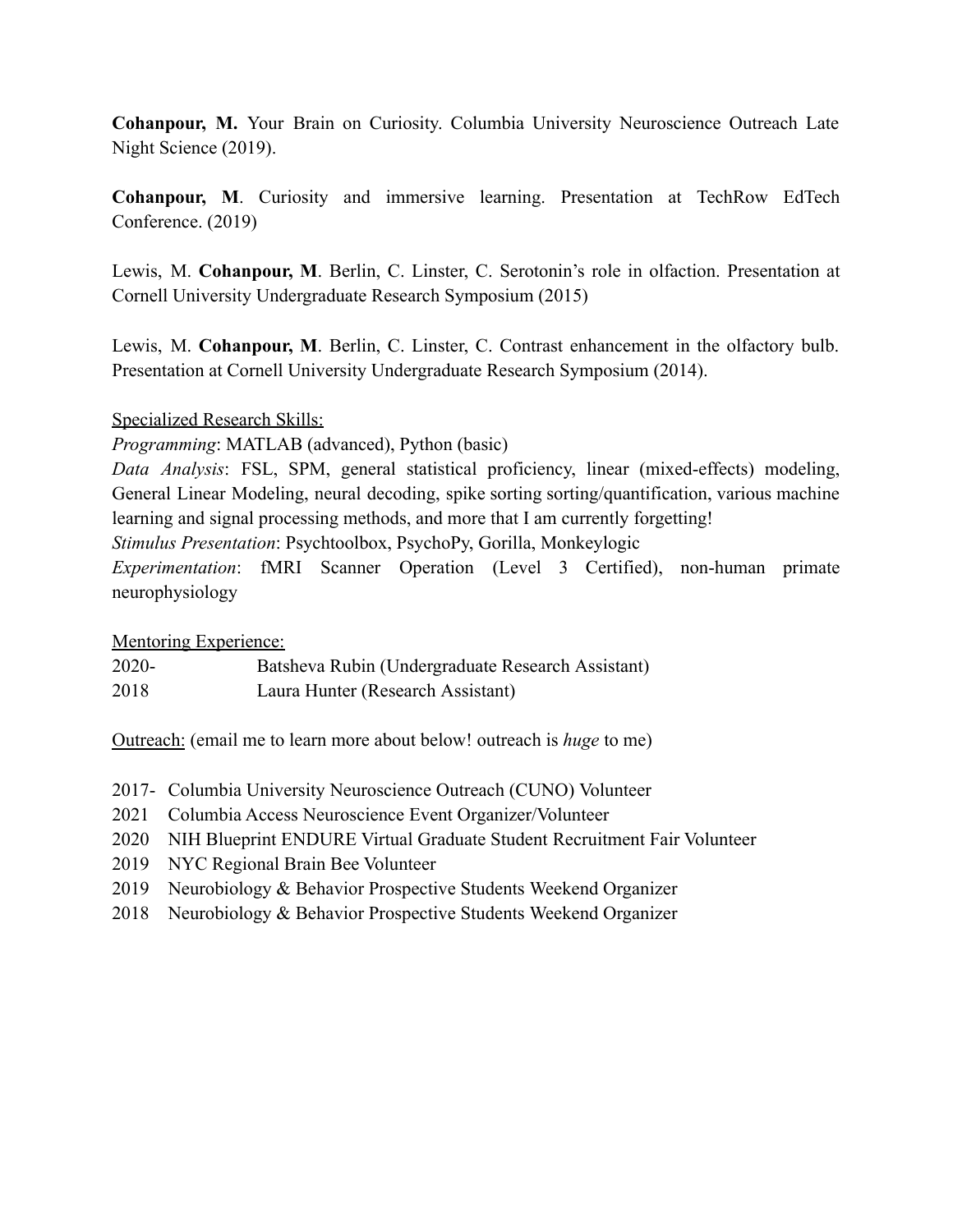**Cohanpour, M.** Your Brain on Curiosity. Columbia University Neuroscience Outreach Late Night Science (2019).

**Cohanpour, M**. Curiosity and immersive learning. Presentation at TechRow EdTech Conference. (2019)

Lewis, M. **Cohanpour, M**. Berlin, C. Linster, C. Serotonin's role in olfaction. Presentation at Cornell University Undergraduate Research Symposium (2015)

Lewis, M. **Cohanpour, M**. Berlin, C. Linster, C. Contrast enhancement in the olfactory bulb. Presentation at Cornell University Undergraduate Research Symposium (2014).

<u>Specialized Research Skills:</u>

*Programming*: MATLAB (advanced), Python (basic)

*Data Analysis*: FSL, SPM, general statistical proficiency, linear (mixed-effects) modeling, General Linear Modeling, neural decoding, spike sorting sorting/quantification, various machine learning and signal processing methods, and more that I am currently forgetting!

*Stimulus Presentation*: Psychtoolbox, PsychoPy, Gorilla, Monkeylogic

*Experimentation*: fMRI Scanner Operation (Level 3 Certified), non-human primate neurophysiology

<u>Mentoring Experience:</u>

| | |
|---|---|
| 2020- | Batsheva Rubin (Undergraduate Research Assistant) |
| 2018 | Laura Hunter (Research Assistant) |

<u>Outreach:</u> (email me to learn more about below! outreach is *huge* to me)

- 2017- Columbia University Neuroscience Outreach (CUNO) Volunteer
- 2021 Columbia Access Neuroscience Event Organizer/Volunteer
- 2020 NIH Blueprint ENDURE Virtual Graduate Student Recruitment Fair Volunteer
- 2019 NYC Regional Brain Bee Volunteer
- 2019 Neurobiology & Behavior Prospective Students Weekend Organizer
- 2018 Neurobiology & Behavior Prospective Students Weekend Organizer